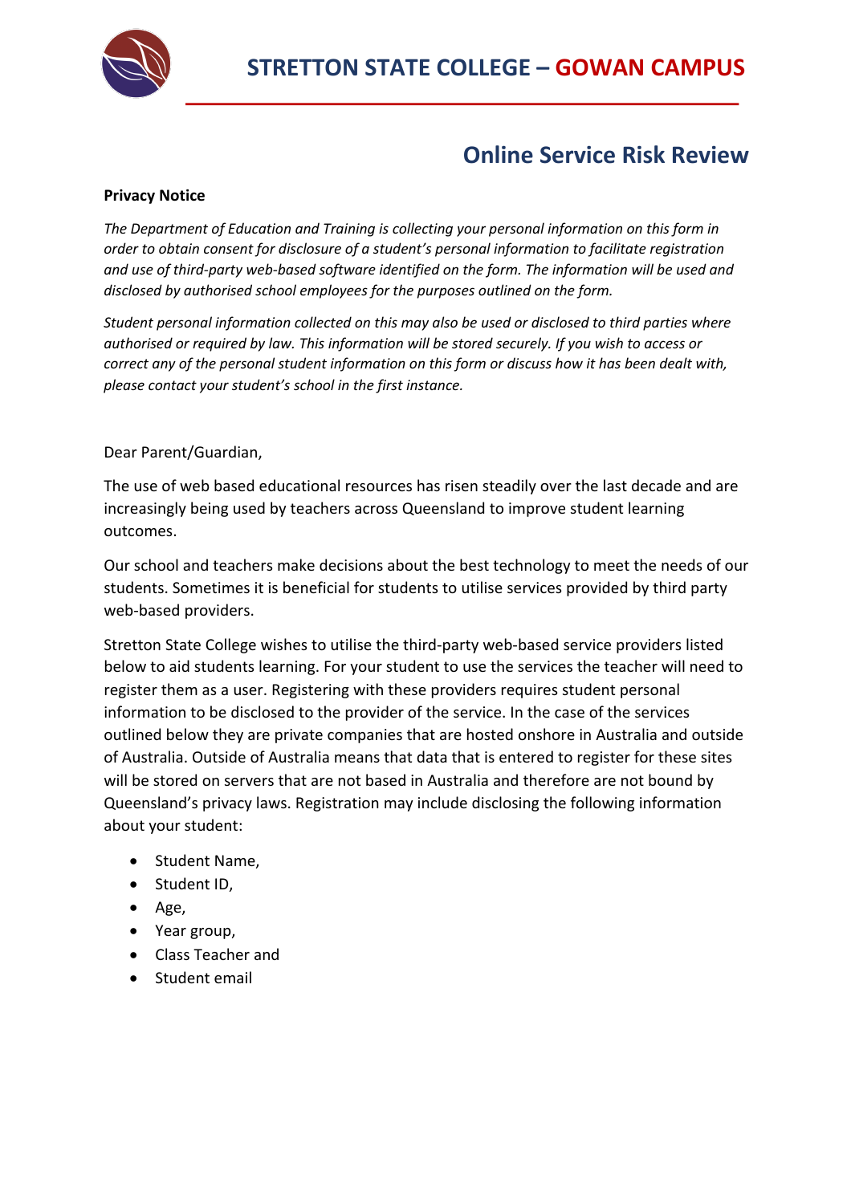# STRETTON STATE COLLEGE – GOWAN CAMPUS

## Online Service Risk Review

**Privacy Notice**

*The Department of Education and Training is collecting your personal information on this form in order to obtain consent for disclosure of a student's personal information to facilitate registration and use of third-party web-based software identified on the form. The information will be used and disclosed by authorised school employees for the purposes outlined on the form.*

*Student personal information collected on this may also be used or disclosed to third parties where authorised or required by law. This information will be stored securely. If you wish to access or correct any of the personal student information on this form or discuss how it has been dealt with, please contact your student's school in the first instance.*

Dear Parent/Guardian,

The use of web based educational resources has risen steadily over the last decade and are increasingly being used by teachers across Queensland to improve student learning outcomes.

Our school and teachers make decisions about the best technology to meet the needs of our students. Sometimes it is beneficial for students to utilise services provided by third party web-based providers.

Stretton State College wishes to utilise the third-party web-based service providers listed below to aid students learning. For your student to use the services the teacher will need to register them as a user. Registering with these providers requires student personal information to be disclosed to the provider of the service. In the case of the services outlined below they are private companies that are hosted onshore in Australia and outside of Australia. Outside of Australia means that data that is entered to register for these sites will be stored on servers that are not based in Australia and therefore are not bound by Queensland's privacy laws. Registration may include disclosing the following information about your student:

- Student Name,
- Student ID,
- Age,
- Year group,
- Class Teacher and
- Student email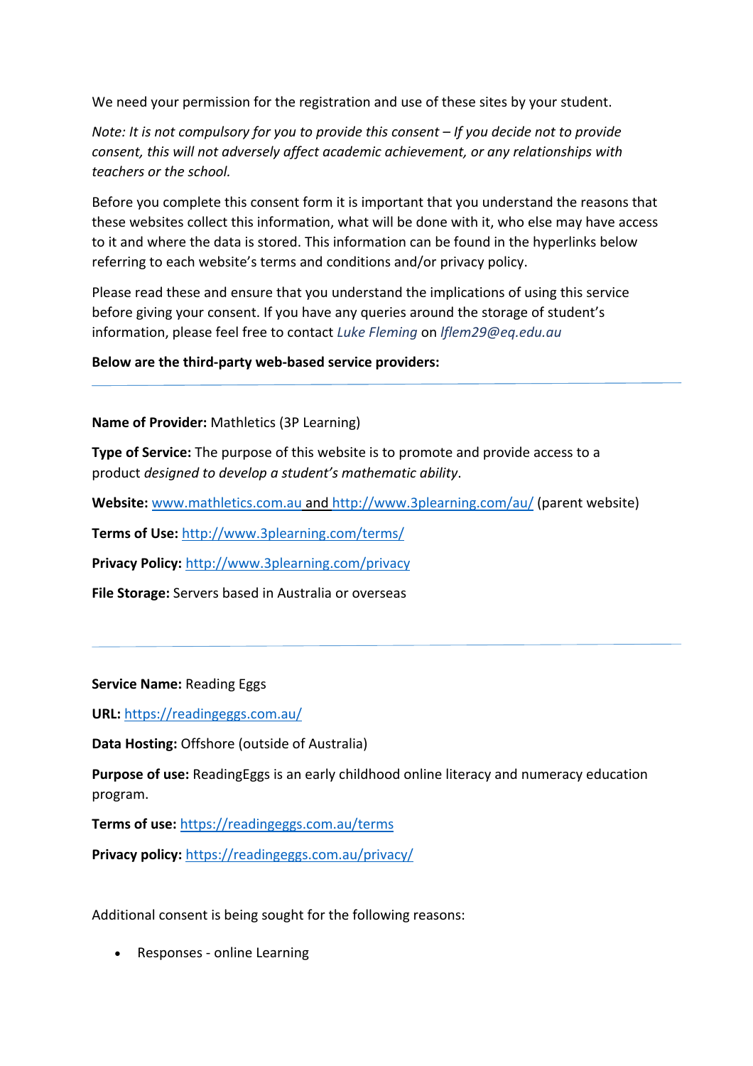We need your permission for the registration and use of these sites by your student.

*Note: It is not compulsory for you to provide this consent – If you decide not to provide consent, this will not adversely affect academic achievement, or any relationships with teachers or the school.*

Before you complete this consent form it is important that you understand the reasons that these websites collect this information, what will be done with it, who else may have access to it and where the data is stored. This information can be found in the hyperlinks below referring to each website's terms and conditions and/or privacy policy.

Please read these and ensure that you understand the implications of using this service before giving your consent. If you have any queries around the storage of student's information, please feel free to contact *Luke Fleming* on *lflem29@eq.edu.au*

**Below are the third-party web-based service providers:**

---

**Name of Provider:** Mathletics (3P Learning)

**Type of Service:** The purpose of this website is to promote and provide access to a product *designed to develop a student's mathematic ability*.

**Website:** www.mathletics.com.au and http://www.3plearning.com/au/ (parent website)

**Terms of Use:** http://www.3plearning.com/terms/

**Privacy Policy:** http://www.3plearning.com/privacy

**File Storage:** Servers based in Australia or overseas

---

**Service Name:** Reading Eggs

**URL:** https://readingeggs.com.au/

**Data Hosting:** Offshore (outside of Australia)

**Purpose of use:** ReadingEggs is an early childhood online literacy and numeracy education program.

**Terms of use:** https://readingeggs.com.au/terms

**Privacy policy:** https://readingeggs.com.au/privacy/

Additional consent is being sought for the following reasons:

- Responses - online Learning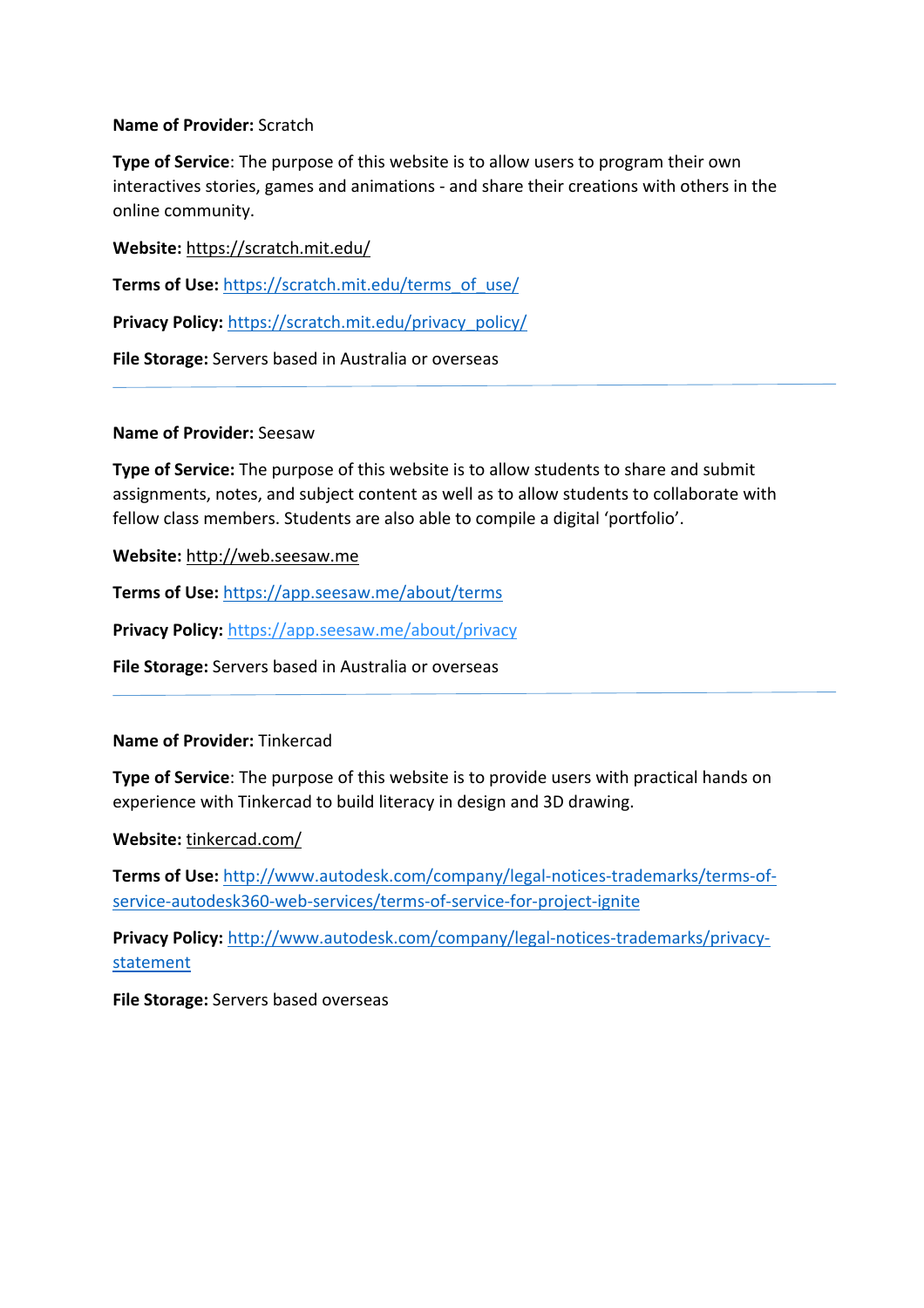**Name of Provider:** Scratch

**Type of Service**: The purpose of this website is to allow users to program their own interactives stories, games and animations - and share their creations with others in the online community.

**Website:** https://scratch.mit.edu/

**Terms of Use:** https://scratch.mit.edu/terms_of_use/

**Privacy Policy:** https://scratch.mit.edu/privacy_policy/

**File Storage:** Servers based in Australia or overseas

---

**Name of Provider:** Seesaw

**Type of Service:** The purpose of this website is to allow students to share and submit assignments, notes, and subject content as well as to allow students to collaborate with fellow class members. Students are also able to compile a digital 'portfolio'.

**Website:** http://web.seesaw.me

**Terms of Use:** https://app.seesaw.me/about/terms

**Privacy Policy:** https://app.seesaw.me/about/privacy

**File Storage:** Servers based in Australia or overseas

---

**Name of Provider:** Tinkercad

**Type of Service**: The purpose of this website is to provide users with practical hands on experience with Tinkercad to build literacy in design and 3D drawing.

**Website:** tinkercad.com/

**Terms of Use:** http://www.autodesk.com/company/legal-notices-trademarks/terms-of-service-autodesk360-web-services/terms-of-service-for-project-ignite

**Privacy Policy:** http://www.autodesk.com/company/legal-notices-trademarks/privacy-statement

**File Storage:** Servers based overseas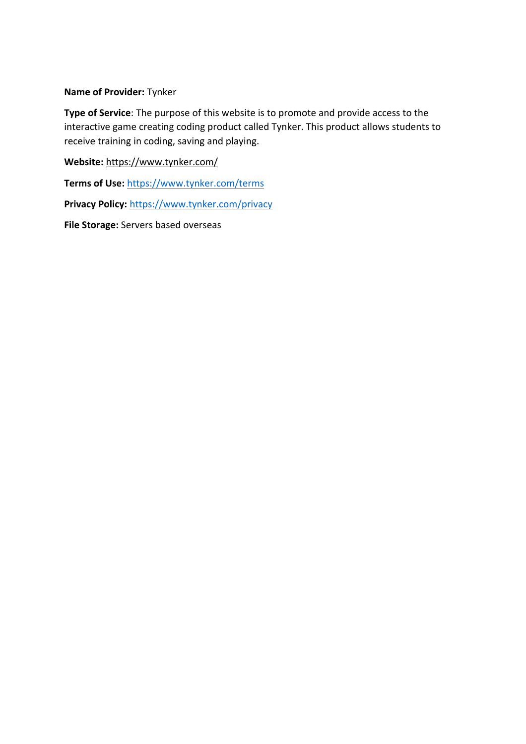**Name of Provider:** Tynker

**Type of Service**: The purpose of this website is to promote and provide access to the interactive game creating coding product called Tynker. This product allows students to receive training in coding, saving and playing.

**Website:** https://www.tynker.com/

**Terms of Use:** https://www.tynker.com/terms

**Privacy Policy:** https://www.tynker.com/privacy

**File Storage:** Servers based overseas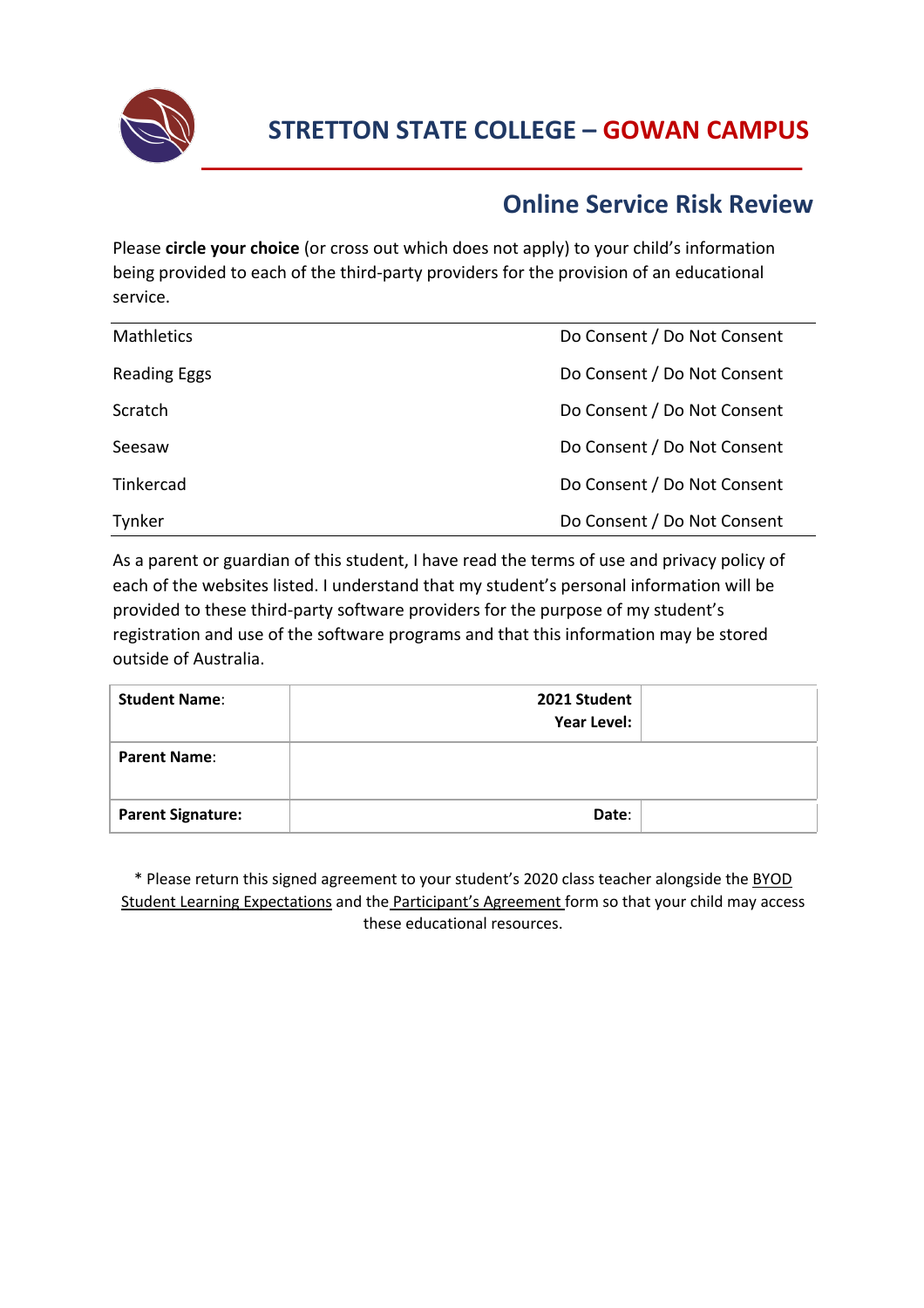# STRETTON STATE COLLEGE – GOWAN CAMPUS

## Online Service Risk Review

Please **circle your choice** (or cross out which does not apply) to your child's information being provided to each of the third-party providers for the provision of an educational service.

| | |
|---|---|
| Mathletics | Do Consent / Do Not Consent |
| Reading Eggs | Do Consent / Do Not Consent |
| Scratch | Do Consent / Do Not Consent |
| Seesaw | Do Consent / Do Not Consent |
| Tinkercad | Do Consent / Do Not Consent |
| Tynker | Do Consent / Do Not Consent |

As a parent or guardian of this student, I have read the terms of use and privacy policy of each of the websites listed. I understand that my student's personal information will be provided to these third-party software providers for the purpose of my student's registration and use of the software programs and that this information may be stored outside of Australia.

| | | |
|---|---|---|
| **Student Name**: | **2021 Student Year Level:** | |
| **Parent Name**: | | |
| **Parent Signature:** | **Date**: | |

* Please return this signed agreement to your student's 2020 class teacher alongside the BYOD Student Learning Expectations and the Participant's Agreement form so that your child may access these educational resources.